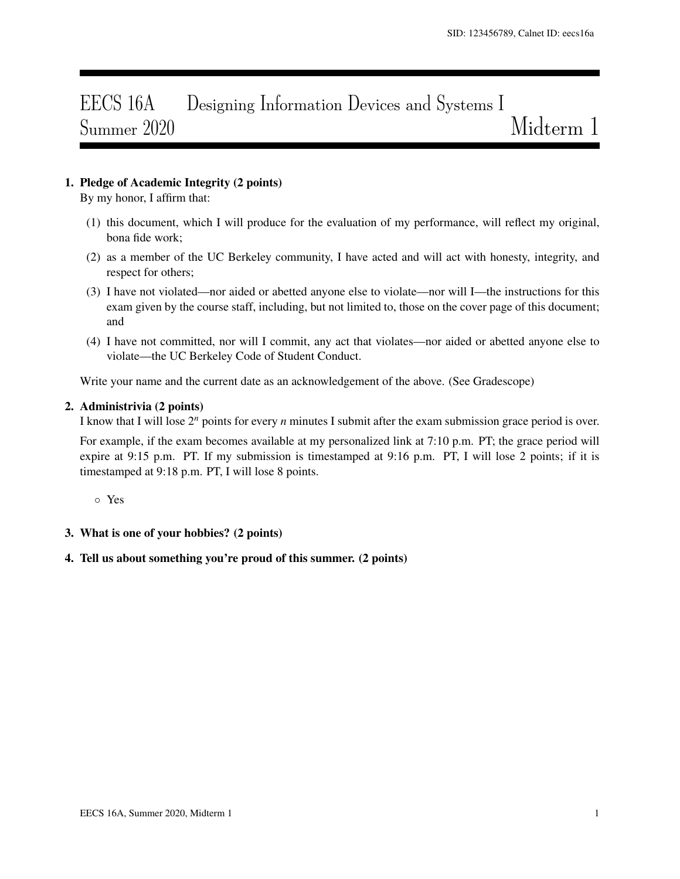SID: 123456789, Calnet ID: eecs16a

# EECS 16A Designing Information Devices and Systems I
# Summer 2020 Midterm 1

**1. Pledge of Academic Integrity (2 points)**

By my honor, I affirm that:

(1) this document, which I will produce for the evaluation of my performance, will reflect my original, bona fide work;

(2) as a member of the UC Berkeley community, I have acted and will act with honesty, integrity, and respect for others;

(3) I have not violated—nor aided or abetted anyone else to violate—nor will I—the instructions for this exam given by the course staff, including, but not limited to, those on the cover page of this document; and

(4) I have not committed, nor will I commit, any act that violates—nor aided or abetted anyone else to violate—the UC Berkeley Code of Student Conduct.

Write your name and the current date as an acknowledgement of the above. (See Gradescope)

**2. Administrivia (2 points)**

I know that I will lose $2^n$ points for every $n$ minutes I submit after the exam submission grace period is over.

For example, if the exam becomes available at my personalized link at 7:10 p.m. PT; the grace period will expire at 9:15 p.m. PT. If my submission is timestamped at 9:16 p.m. PT, I will lose 2 points; if it is timestamped at 9:18 p.m. PT, I will lose 8 points.

○ Yes

**3. What is one of your hobbies? (2 points)**

**4. Tell us about something you're proud of this summer. (2 points)**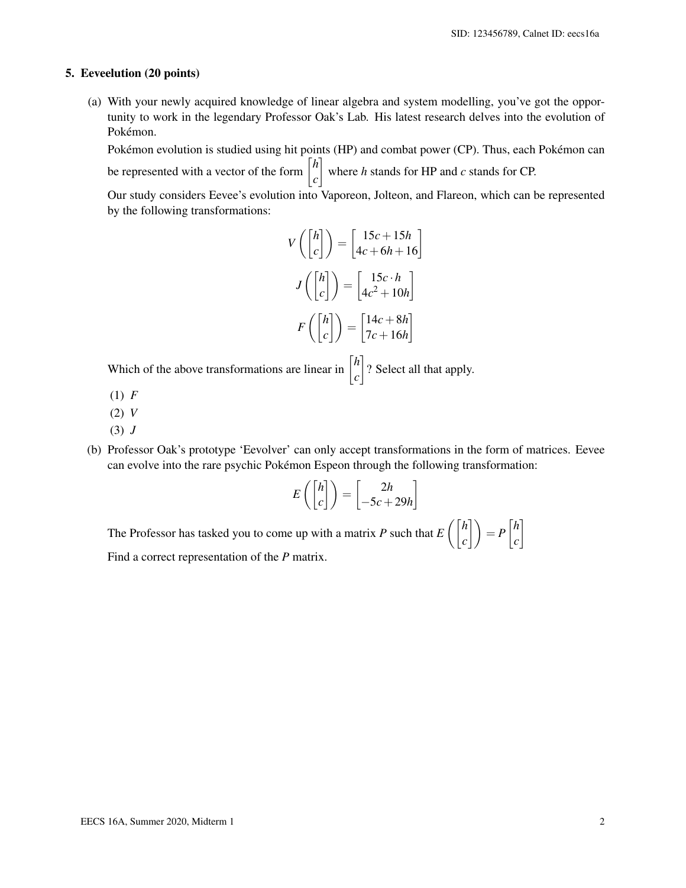## 5. Eeveelution (20 points)

(a) With your newly acquired knowledge of linear algebra and system modelling, you've got the opportunity to work in the legendary Professor Oak's Lab. His latest research delves into the evolution of Pokémon.

Pokémon evolution is studied using hit points (HP) and combat power (CP). Thus, each Pokémon can be represented with a vector of the form $\begin{bmatrix} h \\ c \end{bmatrix}$ where $h$ stands for HP and $c$ stands for CP.

Our study considers Eevee's evolution into Vaporeon, Jolteon, and Flareon, which can be represented by the following transformations:

$$V\left(\begin{bmatrix} h \\ c \end{bmatrix}\right) = \begin{bmatrix} 15c + 15h \\ 4c + 6h + 16 \end{bmatrix}$$

$$J\left(\begin{bmatrix} h \\ c \end{bmatrix}\right) = \begin{bmatrix} 15c \cdot h \\ 4c^2 + 10h \end{bmatrix}$$

$$F\left(\begin{bmatrix} h \\ c \end{bmatrix}\right) = \begin{bmatrix} 14c + 8h \\ 7c + 16h \end{bmatrix}$$

Which of the above transformations are linear in $\begin{bmatrix} h \\ c \end{bmatrix}$? Select all that apply.

(1) $F$

(2) $V$

(3) $J$

(b) Professor Oak's prototype 'Eevolver' can only accept transformations in the form of matrices. Eevee can evolve into the rare psychic Pokémon Espeon through the following transformation:

$$E\left(\begin{bmatrix} h \\ c \end{bmatrix}\right) = \begin{bmatrix} 2h \\ -5c + 29h \end{bmatrix}$$

The Professor has tasked you to come up with a matrix $P$ such that $E\left(\begin{bmatrix} h \\ c \end{bmatrix}\right) = P\begin{bmatrix} h \\ c \end{bmatrix}$

Find a correct representation of the $P$ matrix.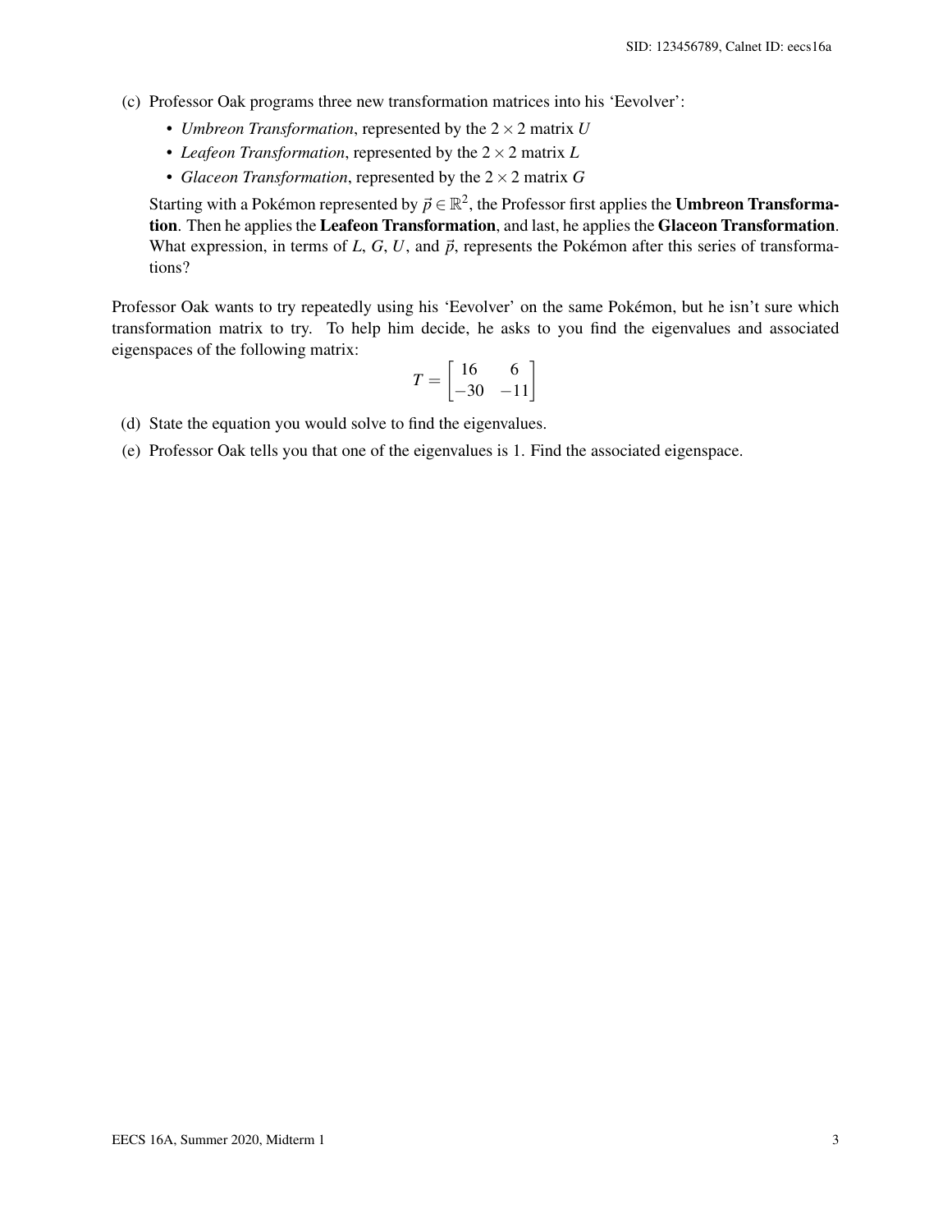(c) Professor Oak programs three new transformation matrices into his 'Eevolver':

- *Umbreon Transformation*, represented by the $2 \times 2$ matrix $U$
- *Leafeon Transformation*, represented by the $2 \times 2$ matrix $L$
- *Glaceon Transformation*, represented by the $2 \times 2$ matrix $G$

Starting with a Pokémon represented by $\vec{p} \in \mathbb{R}^2$, the Professor first applies the **Umbreon Transformation**. Then he applies the **Leafeon Transformation**, and last, he applies the **Glaceon Transformation**. What expression, in terms of $L$, $G$, $U$, and $\vec{p}$, represents the Pokémon after this series of transformations?

Professor Oak wants to try repeatedly using his 'Eevolver' on the same Pokémon, but he isn't sure which transformation matrix to try. To help him decide, he asks to you find the eigenvalues and associated eigenspaces of the following matrix:

$$T = \begin{bmatrix} 16 & 6 \\ -30 & -11 \end{bmatrix}$$

(d) State the equation you would solve to find the eigenvalues.

(e) Professor Oak tells you that one of the eigenvalues is 1. Find the associated eigenspace.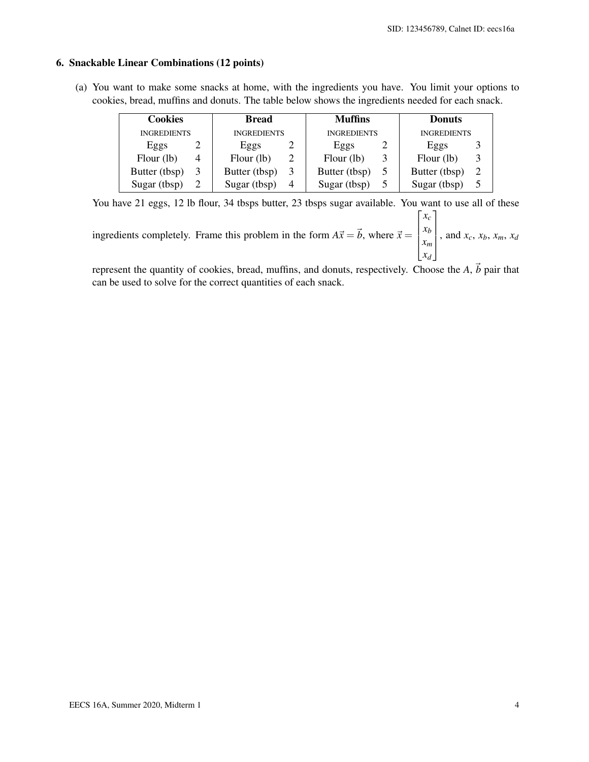## 6. Snackable Linear Combinations (12 points)

(a) You want to make some snacks at home, with the ingredients you have. You limit your options to cookies, bread, muffins and donuts. The table below shows the ingredients needed for each snack.

| **Cookies** | | **Bread** | | **Muffins** | | **Donuts** | |
|---|---|---|---|---|---|---|---|
| INGREDIENTS | | INGREDIENTS | | INGREDIENTS | | INGREDIENTS | |
| Eggs | 2 | Eggs | 2 | Eggs | 2 | Eggs | 3 |
| Flour (lb) | 4 | Flour (lb) | 2 | Flour (lb) | 3 | Flour (lb) | 3 |
| Butter (tbsp) | 3 | Butter (tbsp) | 3 | Butter (tbsp) | 5 | Butter (tbsp) | 2 |
| Sugar (tbsp) | 2 | Sugar (tbsp) | 4 | Sugar (tbsp) | 5 | Sugar (tbsp) | 5 |

You have 21 eggs, 12 lb flour, 34 tbsps butter, 23 tbsps sugar available. You want to use all of these ingredients completely. Frame this problem in the form $A\vec{x} = \vec{b}$, where $\vec{x} = \begin{bmatrix} x_c \\ x_b \\ x_m \\ x_d \end{bmatrix}$, and $x_c$, $x_b$, $x_m$, $x_d$ represent the quantity of cookies, bread, muffins, and donuts, respectively. Choose the $A$, $\vec{b}$ pair that can be used to solve for the correct quantities of each snack.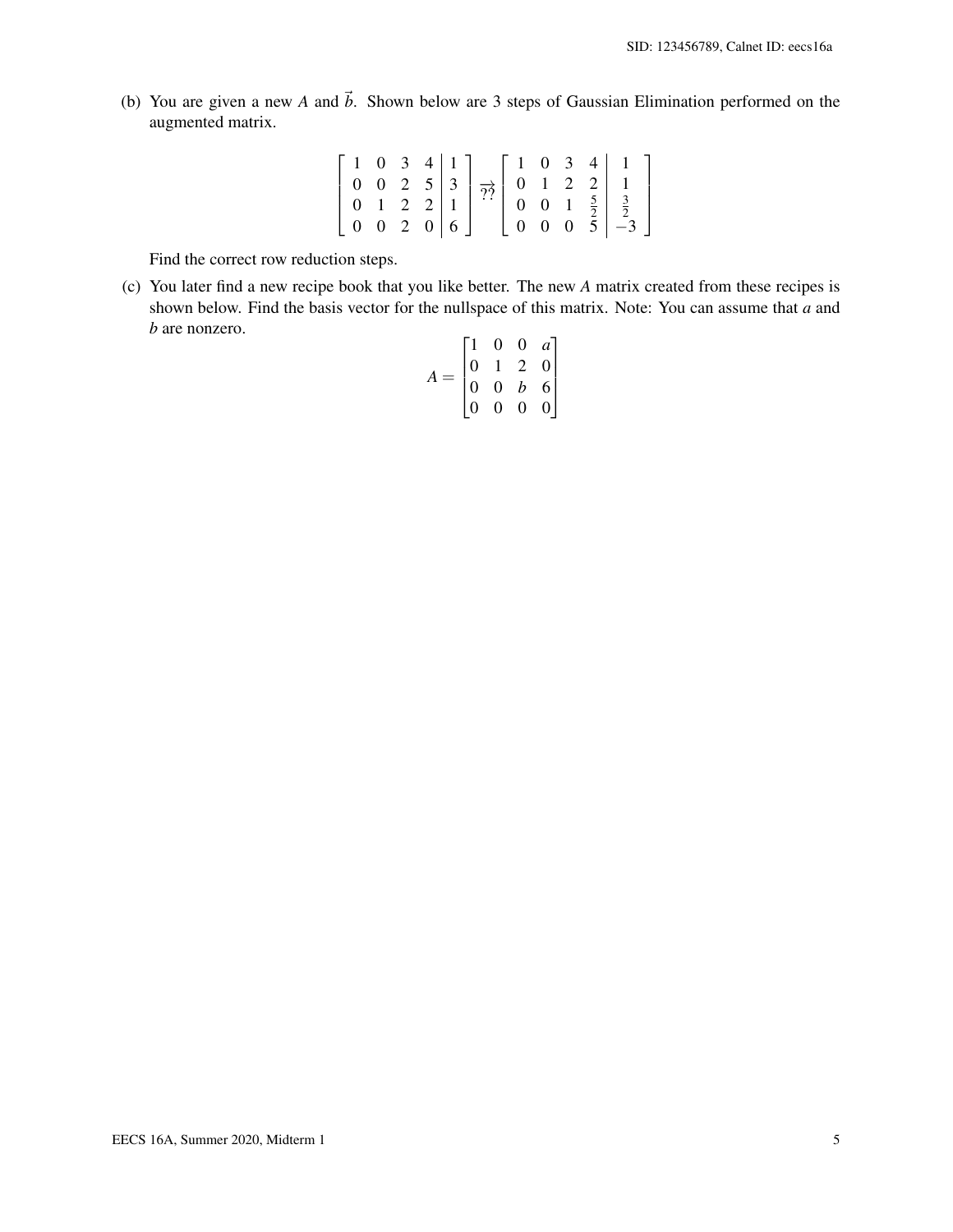(b) You are given a new $A$ and $\vec{b}$. Shown below are 3 steps of Gaussian Elimination performed on the augmented matrix.

$$\left[\begin{array}{cccc|c} 1 & 0 & 3 & 4 & 1 \\ 0 & 0 & 2 & 5 & 3 \\ 0 & 1 & 2 & 2 & 1 \\ 0 & 0 & 2 & 0 & 6 \end{array}\right] \overrightarrow{??} \left[\begin{array}{cccc|c} 1 & 0 & 3 & 4 & 1 \\ 0 & 1 & 2 & 2 & 1 \\ 0 & 0 & 1 & \frac{5}{2} & \frac{3}{2} \\ 0 & 0 & 0 & 5 & -3 \end{array}\right]$$

Find the correct row reduction steps.

(c) You later find a new recipe book that you like better. The new $A$ matrix created from these recipes is shown below. Find the basis vector for the nullspace of this matrix. Note: You can assume that $a$ and $b$ are nonzero.

$$A = \begin{bmatrix} 1 & 0 & 0 & a \\ 0 & 1 & 2 & 0 \\ 0 & 0 & b & 6 \\ 0 & 0 & 0 & 0 \end{bmatrix}$$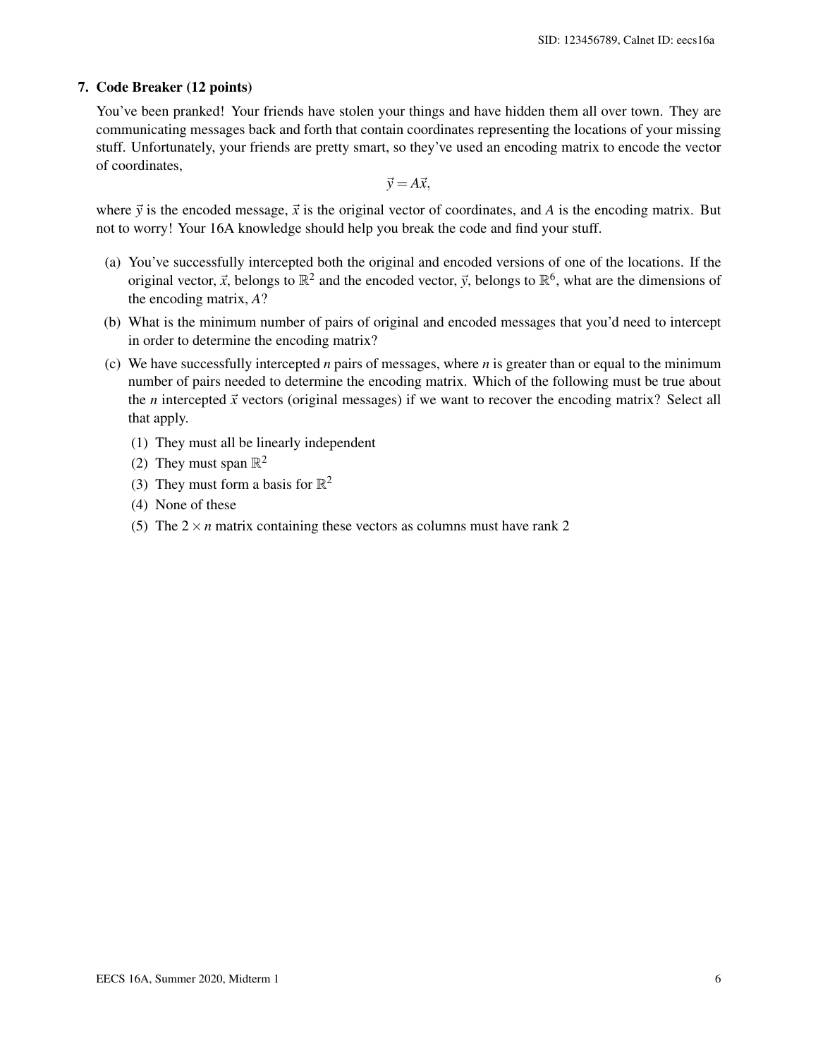### 7. Code Breaker (12 points)

You've been pranked! Your friends have stolen your things and have hidden them all over town. They are communicating messages back and forth that contain coordinates representing the locations of your missing stuff. Unfortunately, your friends are pretty smart, so they've used an encoding matrix to encode the vector of coordinates,

$$\vec{y} = A\vec{x},$$

where $\vec{y}$ is the encoded message, $\vec{x}$ is the original vector of coordinates, and $A$ is the encoding matrix. But not to worry! Your 16A knowledge should help you break the code and find your stuff.

(a) You've successfully intercepted both the original and encoded versions of one of the locations. If the original vector, $\vec{x}$, belongs to $\mathbb{R}^2$ and the encoded vector, $\vec{y}$, belongs to $\mathbb{R}^6$, what are the dimensions of the encoding matrix, $A$?

(b) What is the minimum number of pairs of original and encoded messages that you'd need to intercept in order to determine the encoding matrix?

(c) We have successfully intercepted $n$ pairs of messages, where $n$ is greater than or equal to the minimum number of pairs needed to determine the encoding matrix. Which of the following must be true about the $n$ intercepted $\vec{x}$ vectors (original messages) if we want to recover the encoding matrix? Select all that apply.

(1) They must all be linearly independent

(2) They must span $\mathbb{R}^2$

(3) They must form a basis for $\mathbb{R}^2$

(4) None of these

(5) The $2 \times n$ matrix containing these vectors as columns must have rank 2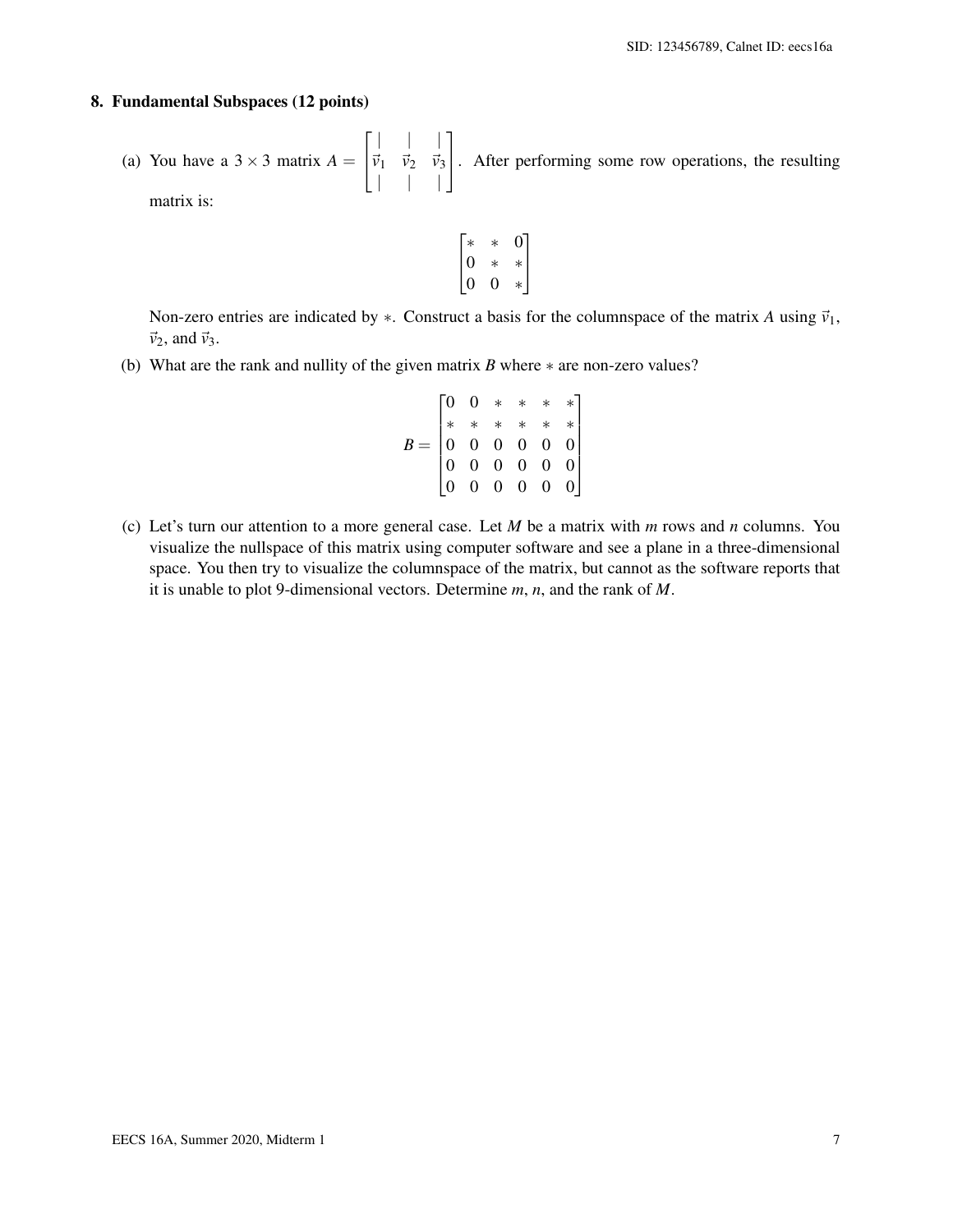## 8. Fundamental Subspaces (12 points)

(a) You have a $3 \times 3$ matrix $A = \begin{bmatrix} | & | & | \\ \vec{v}_1 & \vec{v}_2 & \vec{v}_3 \\ | & | & | \end{bmatrix}$. After performing some row operations, the resulting matrix is:

$$\begin{bmatrix} * & * & 0 \\ 0 & * & * \\ 0 & 0 & * \end{bmatrix}$$

Non-zero entries are indicated by $*$. Construct a basis for the columnspace of the matrix $A$ using $\vec{v}_1$, $\vec{v}_2$, and $\vec{v}_3$.

(b) What are the rank and nullity of the given matrix $B$ where $*$ are non-zero values?

$$B = \begin{bmatrix} 0 & 0 & * & * & * & * \\ * & * & * & * & * & * \\ 0 & 0 & 0 & 0 & 0 & 0 \\ 0 & 0 & 0 & 0 & 0 & 0 \\ 0 & 0 & 0 & 0 & 0 & 0 \end{bmatrix}$$

(c) Let's turn our attention to a more general case. Let $M$ be a matrix with $m$ rows and $n$ columns. You visualize the nullspace of this matrix using computer software and see a plane in a three-dimensional space. You then try to visualize the columnspace of the matrix, but cannot as the software reports that it is unable to plot 9-dimensional vectors. Determine $m$, $n$, and the rank of $M$.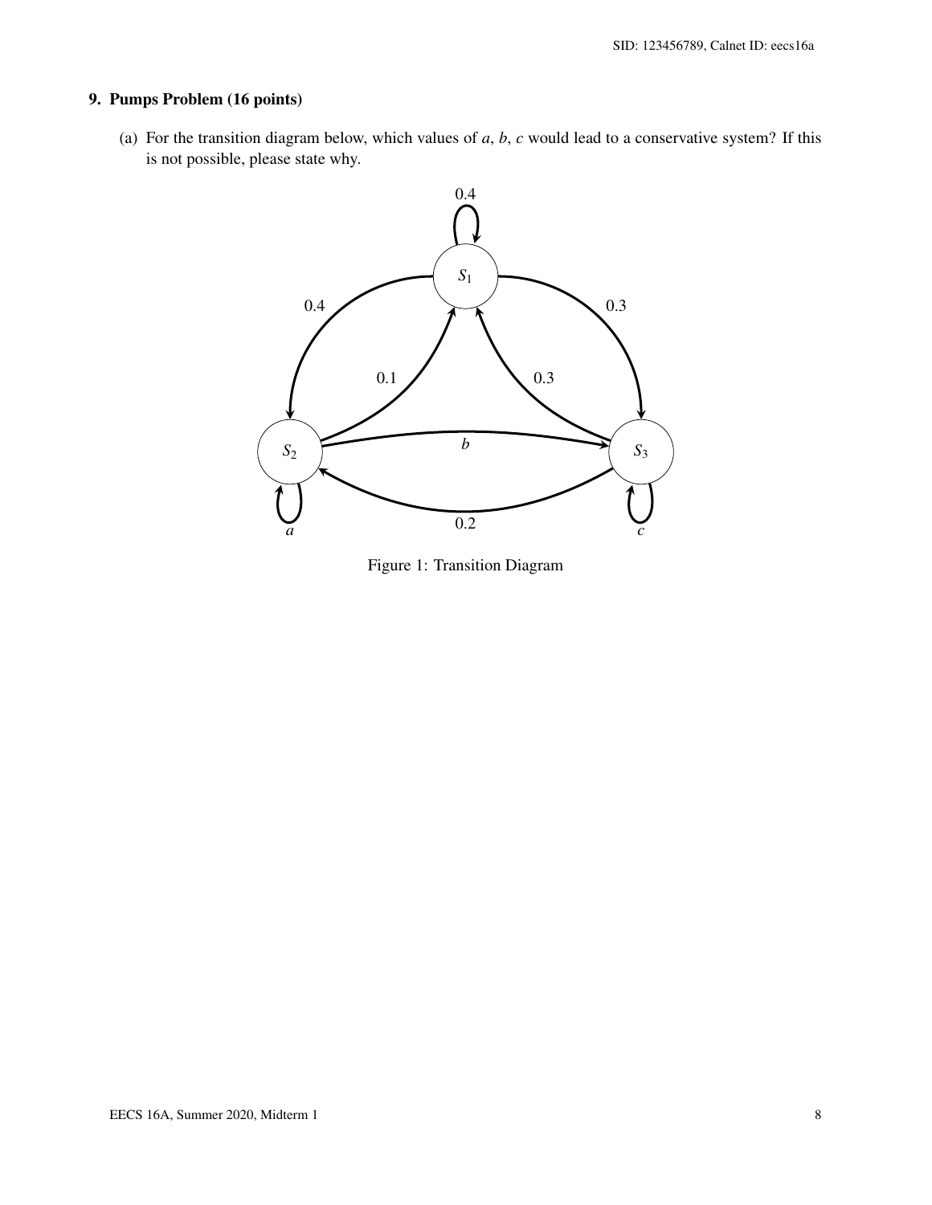## 9. Pumps Problem (16 points)

(a) For the transition diagram below, which values of $a$, $b$, $c$ would lead to a conservative system? If this is not possible, please state why.

Figure 1: Transition Diagram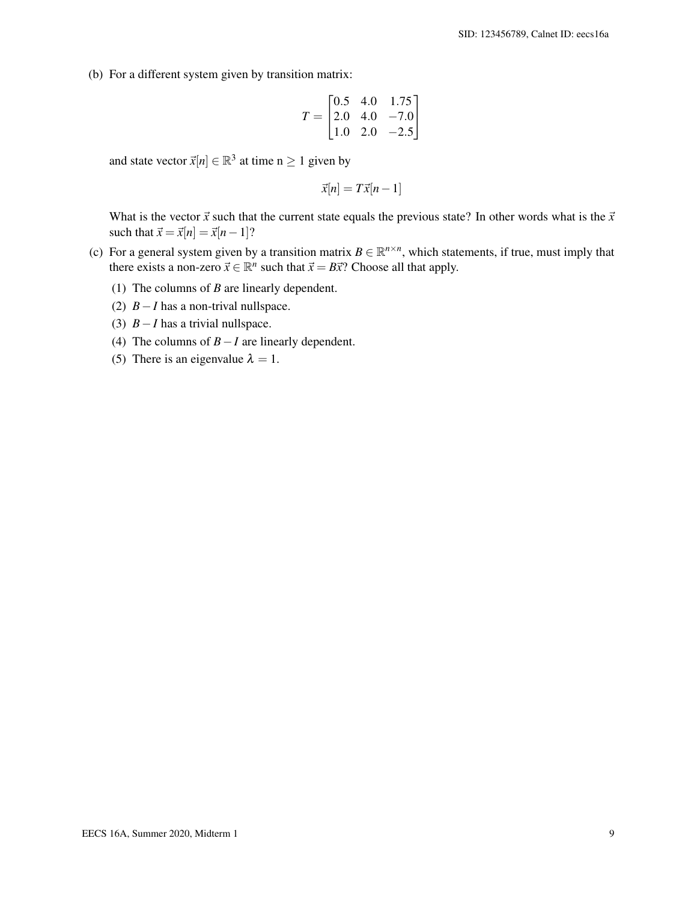(b) For a different system given by transition matrix:

$$T = \begin{bmatrix} 0.5 & 4.0 & 1.75 \\ 2.0 & 4.0 & -7.0 \\ 1.0 & 2.0 & -2.5 \end{bmatrix}$$

and state vector $\vec{x}[n] \in \mathbb{R}^3$ at time n $\geq 1$ given by

$$\vec{x}[n] = T\vec{x}[n-1]$$

What is the vector $\vec{x}$ such that the current state equals the previous state? In other words what is the $\vec{x}$ such that $\vec{x} = \vec{x}[n] = \vec{x}[n-1]$?

(c) For a general system given by a transition matrix $B \in \mathbb{R}^{n \times n}$, which statements, if true, must imply that there exists a non-zero $\vec{x} \in \mathbb{R}^n$ such that $\vec{x} = B\vec{x}$? Choose all that apply.

(1) The columns of $B$ are linearly dependent.

(2) $B - I$ has a non-trival nullspace.

(3) $B - I$ has a trivial nullspace.

(4) The columns of $B - I$ are linearly dependent.

(5) There is an eigenvalue $\lambda = 1$.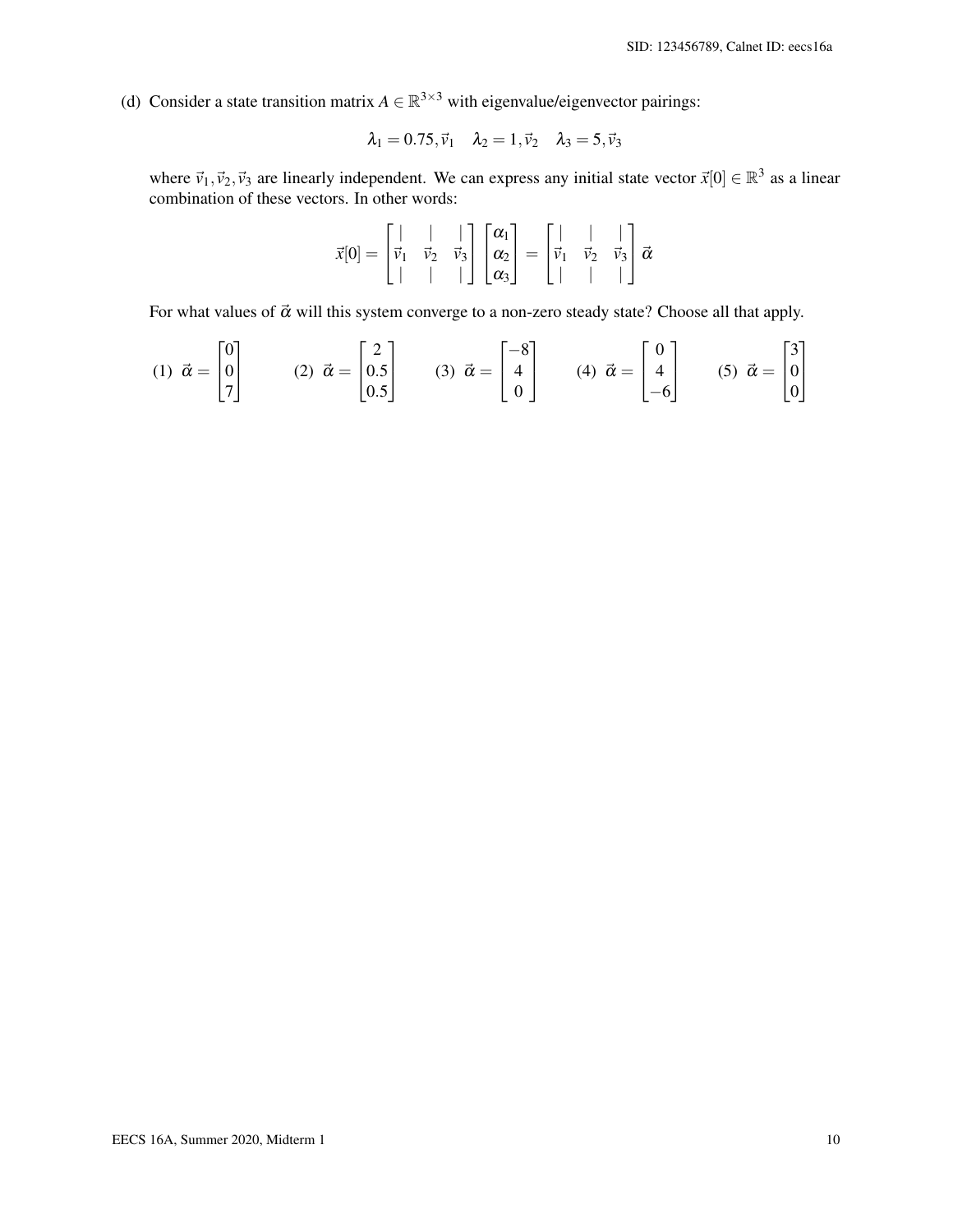(d) Consider a state transition matrix $A \in \mathbb{R}^{3\times 3}$ with eigenvalue/eigenvector pairings:

$$\lambda_1 = 0.75, \vec{v}_1 \quad \lambda_2 = 1, \vec{v}_2 \quad \lambda_3 = 5, \vec{v}_3$$

where $\vec{v}_1, \vec{v}_2, \vec{v}_3$ are linearly independent. We can express any initial state vector $\vec{x}[0] \in \mathbb{R}^3$ as a linear combination of these vectors. In other words:

$$\vec{x}[0] = \begin{bmatrix} | & | & | \\ \vec{v}_1 & \vec{v}_2 & \vec{v}_3 \\ | & | & | \end{bmatrix} \begin{bmatrix} \alpha_1 \\ \alpha_2 \\ \alpha_3 \end{bmatrix} = \begin{bmatrix} | & | & | \\ \vec{v}_1 & \vec{v}_2 & \vec{v}_3 \\ | & | & | \end{bmatrix} \vec{\alpha}$$

For what values of $\vec{\alpha}$ will this system converge to a non-zero steady state? Choose all that apply.

(1) $\vec{\alpha} = \begin{bmatrix} 0 \\ 0 \\ 7 \end{bmatrix}$ (2) $\vec{\alpha} = \begin{bmatrix} 2 \\ 0.5 \\ 0.5 \end{bmatrix}$ (3) $\vec{\alpha} = \begin{bmatrix} -8 \\ 4 \\ 0 \end{bmatrix}$ (4) $\vec{\alpha} = \begin{bmatrix} 0 \\ 4 \\ -6 \end{bmatrix}$ (5) $\vec{\alpha} = \begin{bmatrix} 3 \\ 0 \\ 0 \end{bmatrix}$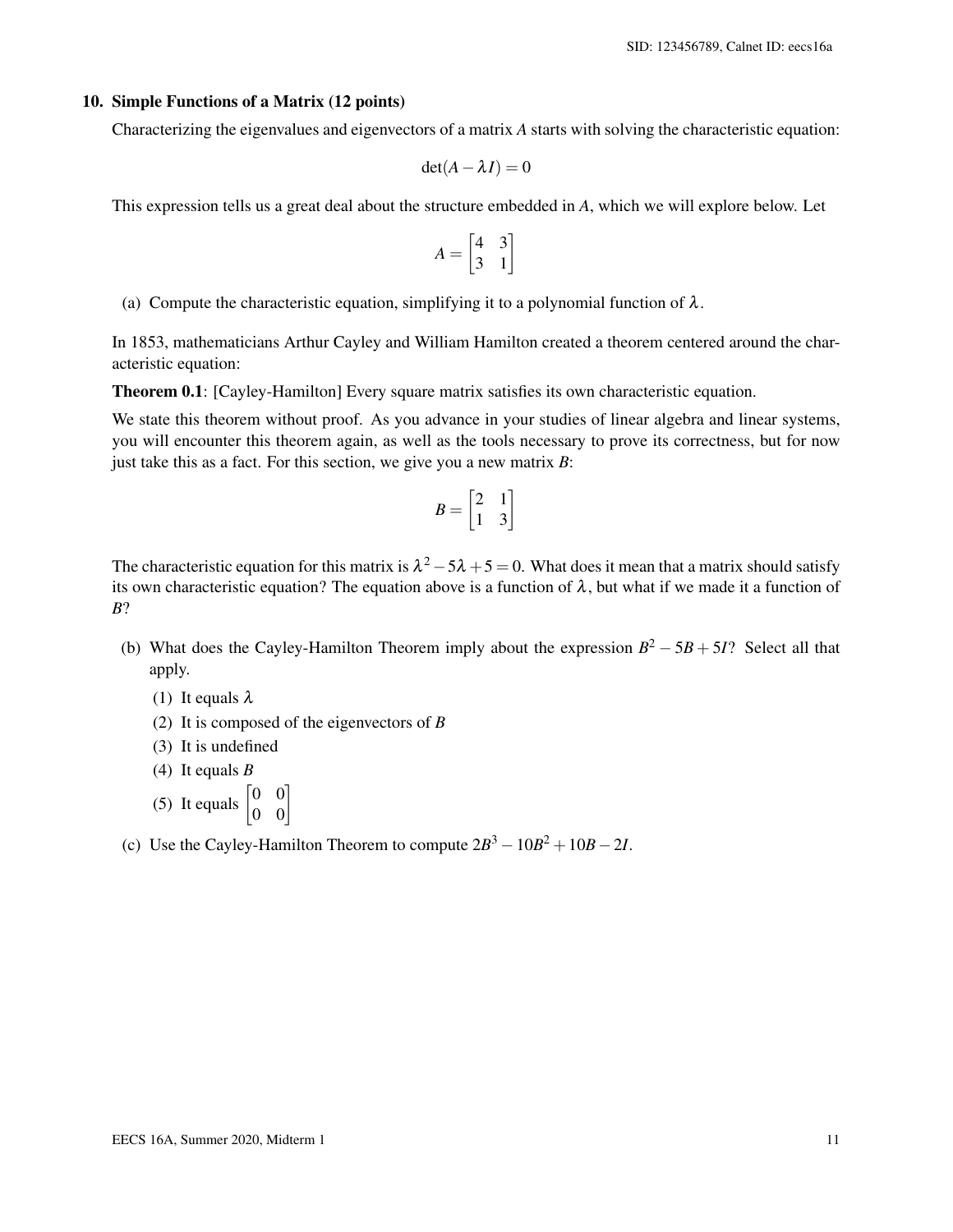## 10. Simple Functions of a Matrix (12 points)

Characterizing the eigenvalues and eigenvectors of a matrix $A$ starts with solving the characteristic equation:

$$\det(A - \lambda I) = 0$$

This expression tells us a great deal about the structure embedded in $A$, which we will explore below. Let

$$A = \begin{bmatrix} 4 & 3 \\ 3 & 1 \end{bmatrix}$$

(a) Compute the characteristic equation, simplifying it to a polynomial function of $\lambda$.

In 1853, mathematicians Arthur Cayley and William Hamilton created a theorem centered around the characteristic equation:

**Theorem 0.1**: [Cayley-Hamilton] Every square matrix satisfies its own characteristic equation.

We state this theorem without proof. As you advance in your studies of linear algebra and linear systems, you will encounter this theorem again, as well as the tools necessary to prove its correctness, but for now just take this as a fact. For this section, we give you a new matrix $B$:

$$B = \begin{bmatrix} 2 & 1 \\ 1 & 3 \end{bmatrix}$$

The characteristic equation for this matrix is $\lambda^2 - 5\lambda + 5 = 0$. What does it mean that a matrix should satisfy its own characteristic equation? The equation above is a function of $\lambda$, but what if we made it a function of $B$?

(b) What does the Cayley-Hamilton Theorem imply about the expression $B^2 - 5B + 5I$? Select all that apply.

(1) It equals $\lambda$

(2) It is composed of the eigenvectors of $B$

(3) It is undefined

(4) It equals $B$

(5) It equals $\begin{bmatrix} 0 & 0 \\ 0 & 0 \end{bmatrix}$

(c) Use the Cayley-Hamilton Theorem to compute $2B^3 - 10B^2 + 10B - 2I$.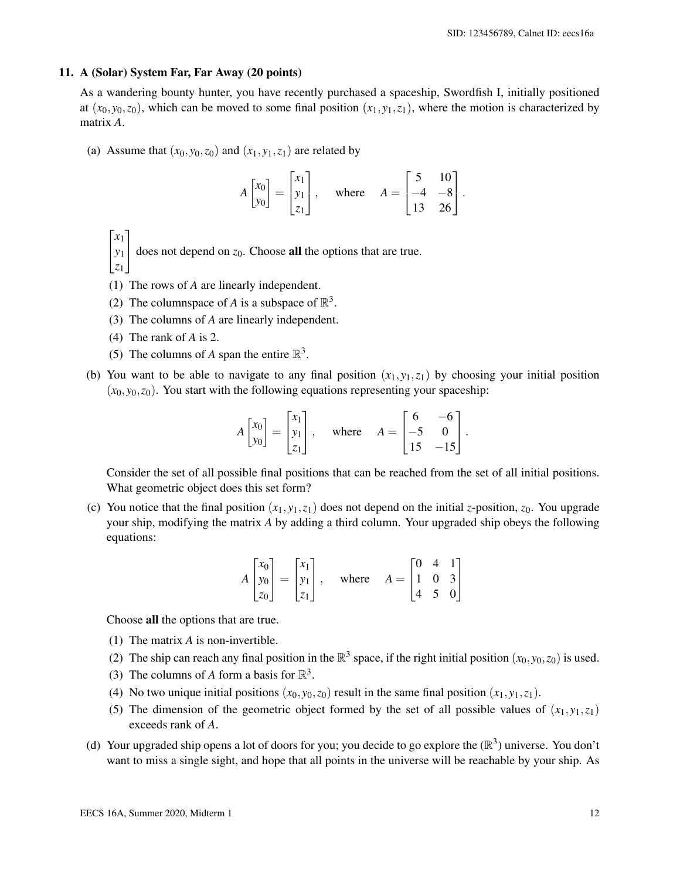## 11. A (Solar) System Far, Far Away (20 points)

As a wandering bounty hunter, you have recently purchased a spaceship, Swordfish I, initially positioned at $(x_0, y_0, z_0)$, which can be moved to some final position $(x_1, y_1, z_1)$, where the motion is characterized by matrix $A$.

(a) Assume that $(x_0, y_0, z_0)$ and $(x_1, y_1, z_1)$ are related by

$$A \begin{bmatrix} x_0 \\ y_0 \end{bmatrix} = \begin{bmatrix} x_1 \\ y_1 \\ z_1 \end{bmatrix}, \quad \text{where} \quad A = \begin{bmatrix} 5 & 10 \\ -4 & -8 \\ 13 & 26 \end{bmatrix}.$$

$\begin{bmatrix} x_1 \\ y_1 \\ z_1 \end{bmatrix}$ does not depend on $z_0$. Choose **all** the options that are true.

(1) The rows of $A$ are linearly independent.
(2) The columnspace of $A$ is a subspace of $\mathbb{R}^3$.
(3) The columns of $A$ are linearly independent.
(4) The rank of $A$ is 2.
(5) The columns of $A$ span the entire $\mathbb{R}^3$.

(b) You want to be able to navigate to any final position $(x_1, y_1, z_1)$ by choosing your initial position $(x_0, y_0, z_0)$. You start with the following equations representing your spaceship:

$$A \begin{bmatrix} x_0 \\ y_0 \end{bmatrix} = \begin{bmatrix} x_1 \\ y_1 \\ z_1 \end{bmatrix}, \quad \text{where} \quad A = \begin{bmatrix} 6 & -6 \\ -5 & 0 \\ 15 & -15 \end{bmatrix}.$$

Consider the set of all possible final positions that can be reached from the set of all initial positions. What geometric object does this set form?

(c) You notice that the final position $(x_1, y_1, z_1)$ does not depend on the initial $z$-position, $z_0$. You upgrade your ship, modifying the matrix $A$ by adding a third column. Your upgraded ship obeys the following equations:

$$A \begin{bmatrix} x_0 \\ y_0 \\ z_0 \end{bmatrix} = \begin{bmatrix} x_1 \\ y_1 \\ z_1 \end{bmatrix}, \quad \text{where} \quad A = \begin{bmatrix} 0 & 4 & 1 \\ 1 & 0 & 3 \\ 4 & 5 & 0 \end{bmatrix}$$

Choose **all** the options that are true.

(1) The matrix $A$ is non-invertible.
(2) The ship can reach any final position in the $\mathbb{R}^3$ space, if the right initial position $(x_0, y_0, z_0)$ is used.
(3) The columns of $A$ form a basis for $\mathbb{R}^3$.
(4) No two unique initial positions $(x_0, y_0, z_0)$ result in the same final position $(x_1, y_1, z_1)$.
(5) The dimension of the geometric object formed by the set of all possible values of $(x_1, y_1, z_1)$ exceeds rank of $A$.

(d) Your upgraded ship opens a lot of doors for you; you decide to go explore the ($\mathbb{R}^3$) universe. You don't want to miss a single sight, and hope that all points in the universe will be reachable by your ship. As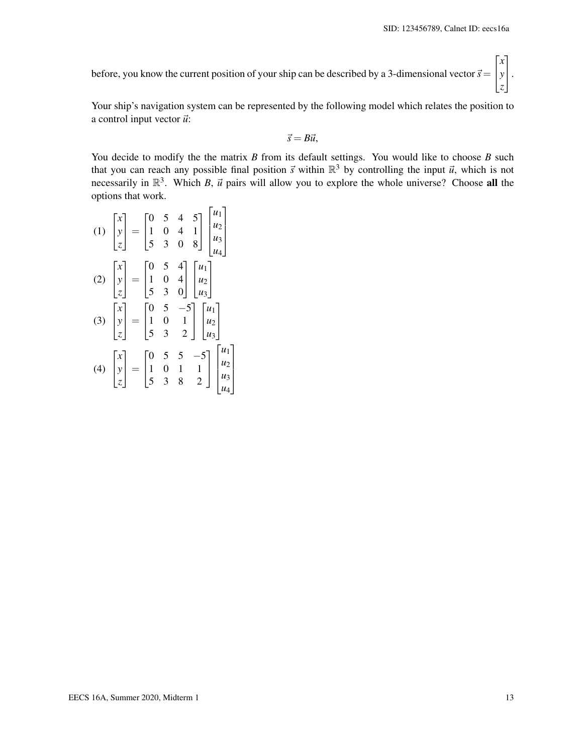before, you know the current position of your ship can be described by a 3-dimensional vector $\vec{s} = \begin{bmatrix} x \\ y \\ z \end{bmatrix}$.

Your ship's navigation system can be represented by the following model which relates the position to a control input vector $\vec{u}$:

$$\vec{s} = B\vec{u},$$

You decide to modify the the matrix $B$ from its default settings. You would like to choose $B$ such that you can reach any possible final position $\vec{s}$ within $\mathbb{R}^3$ by controlling the input $\vec{u}$, which is not necessarily in $\mathbb{R}^3$. Which $B$, $\vec{u}$ pairs will allow you to explore the whole universe? Choose **all** the options that work.

(1) $\begin{bmatrix} x \\ y \\ z \end{bmatrix} = \begin{bmatrix} 0 & 5 & 4 & 5 \\ 1 & 0 & 4 & 1 \\ 5 & 3 & 0 & 8 \end{bmatrix} \begin{bmatrix} u_1 \\ u_2 \\ u_3 \\ u_4 \end{bmatrix}$

(2) $\begin{bmatrix} x \\ y \\ z \end{bmatrix} = \begin{bmatrix} 0 & 5 & 4 \\ 1 & 0 & 4 \\ 5 & 3 & 0 \end{bmatrix} \begin{bmatrix} u_1 \\ u_2 \\ u_3 \end{bmatrix}$

(3) $\begin{bmatrix} x \\ y \\ z \end{bmatrix} = \begin{bmatrix} 0 & 5 & -5 \\ 1 & 0 & 1 \\ 5 & 3 & 2 \end{bmatrix} \begin{bmatrix} u_1 \\ u_2 \\ u_3 \end{bmatrix}$

(4) $\begin{bmatrix} x \\ y \\ z \end{bmatrix} = \begin{bmatrix} 0 & 5 & 5 & -5 \\ 1 & 0 & 1 & 1 \\ 5 & 3 & 8 & 2 \end{bmatrix} \begin{bmatrix} u_1 \\ u_2 \\ u_3 \\ u_4 \end{bmatrix}$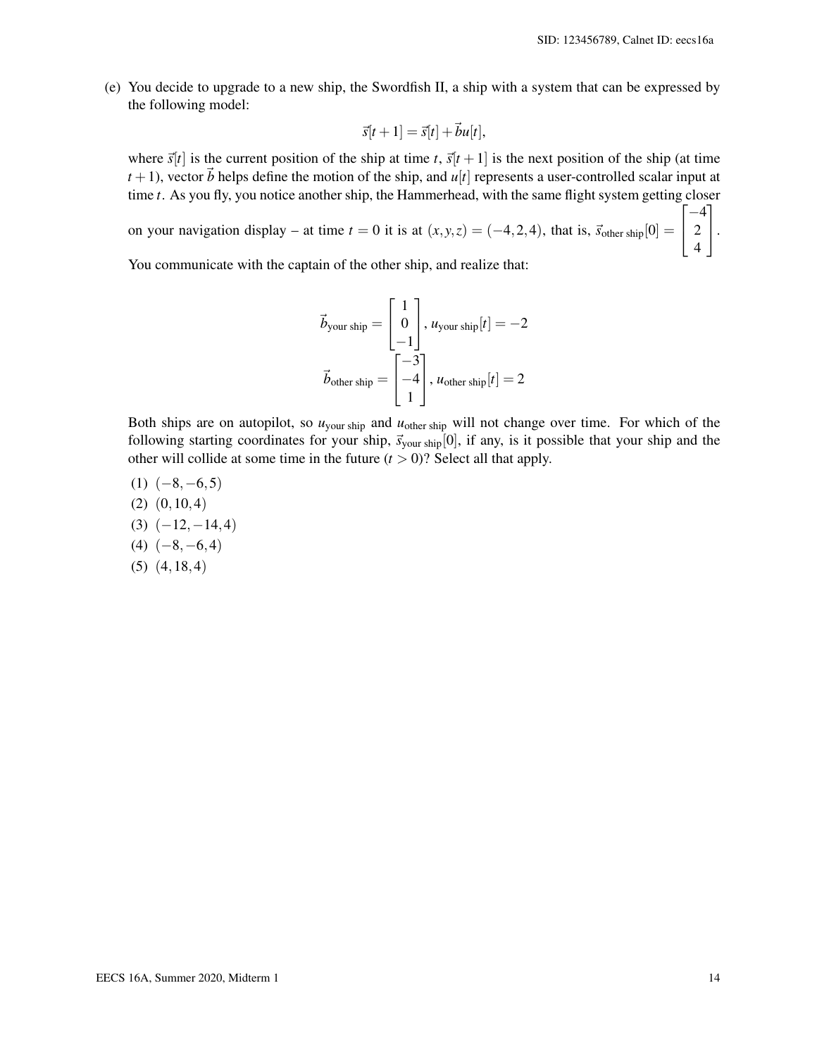(e) You decide to upgrade to a new ship, the Swordfish II, a ship with a system that can be expressed by the following model:

$$\vec{s}[t+1] = \vec{s}[t] + \vec{b}u[t],$$

where $\vec{s}[t]$ is the current position of the ship at time $t$, $\vec{s}[t+1]$ is the next position of the ship (at time $t+1$), vector $\vec{b}$ helps define the motion of the ship, and $u[t]$ represents a user-controlled scalar input at time $t$. As you fly, you notice another ship, the Hammerhead, with the same flight system getting closer on your navigation display – at time $t = 0$ it is at $(x,y,z) = (-4,2,4)$, that is, $\vec{s}_{\text{other ship}}[0] = \begin{bmatrix} -4 \\ 2 \\ 4 \end{bmatrix}$.

You communicate with the captain of the other ship, and realize that:

$$\vec{b}_{\text{your ship}} = \begin{bmatrix} 1 \\ 0 \\ -1 \end{bmatrix}, \, u_{\text{your ship}}[t] = -2$$

$$\vec{b}_{\text{other ship}} = \begin{bmatrix} -3 \\ -4 \\ 1 \end{bmatrix}, \, u_{\text{other ship}}[t] = 2$$

Both ships are on autopilot, so $u_{\text{your ship}}$ and $u_{\text{other ship}}$ will not change over time. For which of the following starting coordinates for your ship, $\vec{s}_{\text{your ship}}[0]$, if any, is it possible that your ship and the other will collide at some time in the future ($t > 0$)? Select all that apply.

(1) $(-8,-6,5)$

(2) $(0,10,4)$

(3) $(-12,-14,4)$

(4) $(-8,-6,4)$

(5) $(4,18,4)$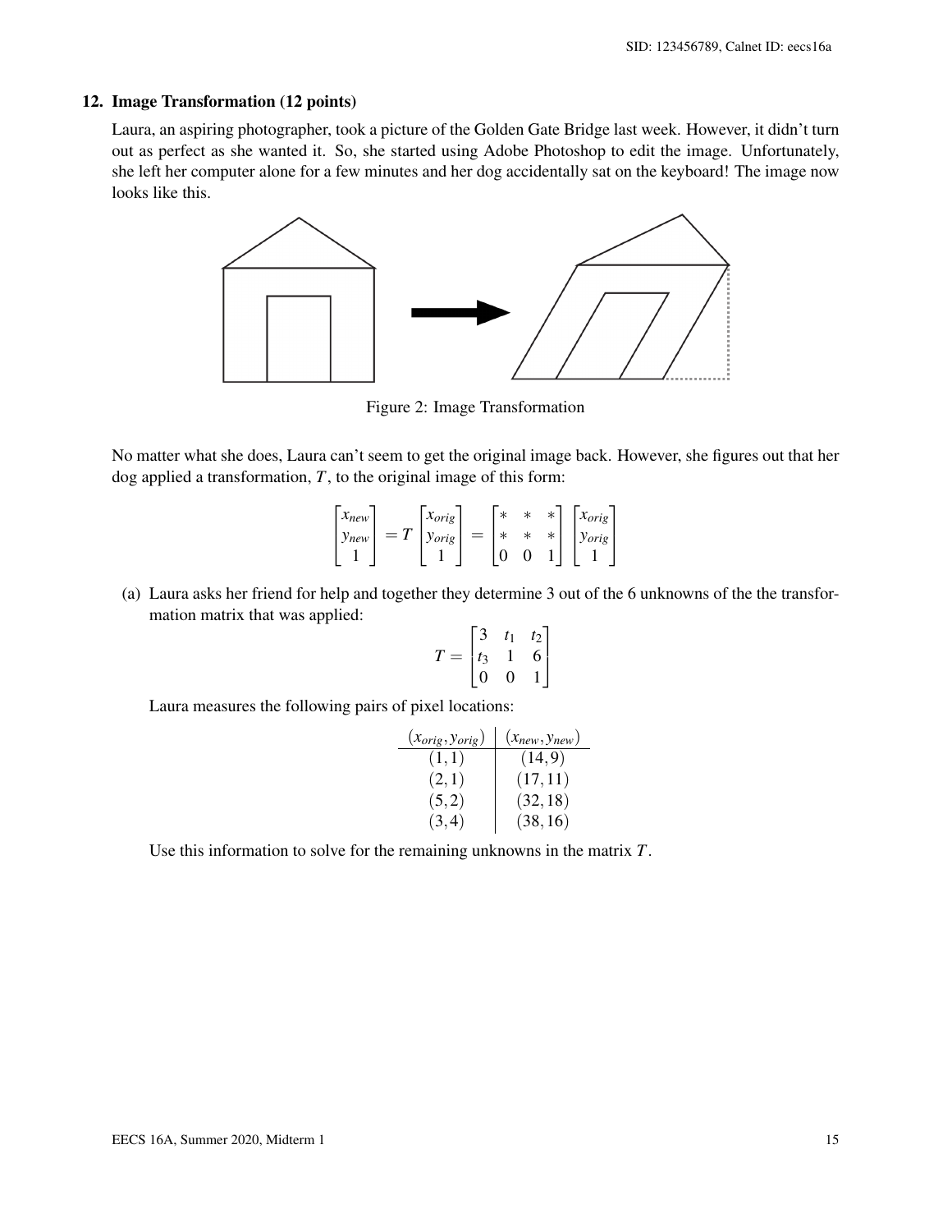## 12. Image Transformation (12 points)

Laura, an aspiring photographer, took a picture of the Golden Gate Bridge last week. However, it didn't turn out as perfect as she wanted it. So, she started using Adobe Photoshop to edit the image. Unfortunately, she left her computer alone for a few minutes and her dog accidentally sat on the keyboard! The image now looks like this.

Figure 2: Image Transformation

No matter what she does, Laura can't seem to get the original image back. However, she figures out that her dog applied a transformation, $T$, to the original image of this form:

$$\begin{bmatrix} x_{new} \\ y_{new} \\ 1 \end{bmatrix} = T \begin{bmatrix} x_{orig} \\ y_{orig} \\ 1 \end{bmatrix} = \begin{bmatrix} * & * & * \\ * & * & * \\ 0 & 0 & 1 \end{bmatrix} \begin{bmatrix} x_{orig} \\ y_{orig} \\ 1 \end{bmatrix}$$

(a) Laura asks her friend for help and together they determine 3 out of the 6 unknowns of the the transformation matrix that was applied:

$$T = \begin{bmatrix} 3 & t_1 & t_2 \\ t_3 & 1 & 6 \\ 0 & 0 & 1 \end{bmatrix}$$

Laura measures the following pairs of pixel locations:

| $(x_{orig}, y_{orig})$ | $(x_{new}, y_{new})$ |
|---|---|
| $(1,1)$ | $(14,9)$ |
| $(2,1)$ | $(17,11)$ |
| $(5,2)$ | $(32,18)$ |
| $(3,4)$ | $(38,16)$ |

Use this information to solve for the remaining unknowns in the matrix $T$.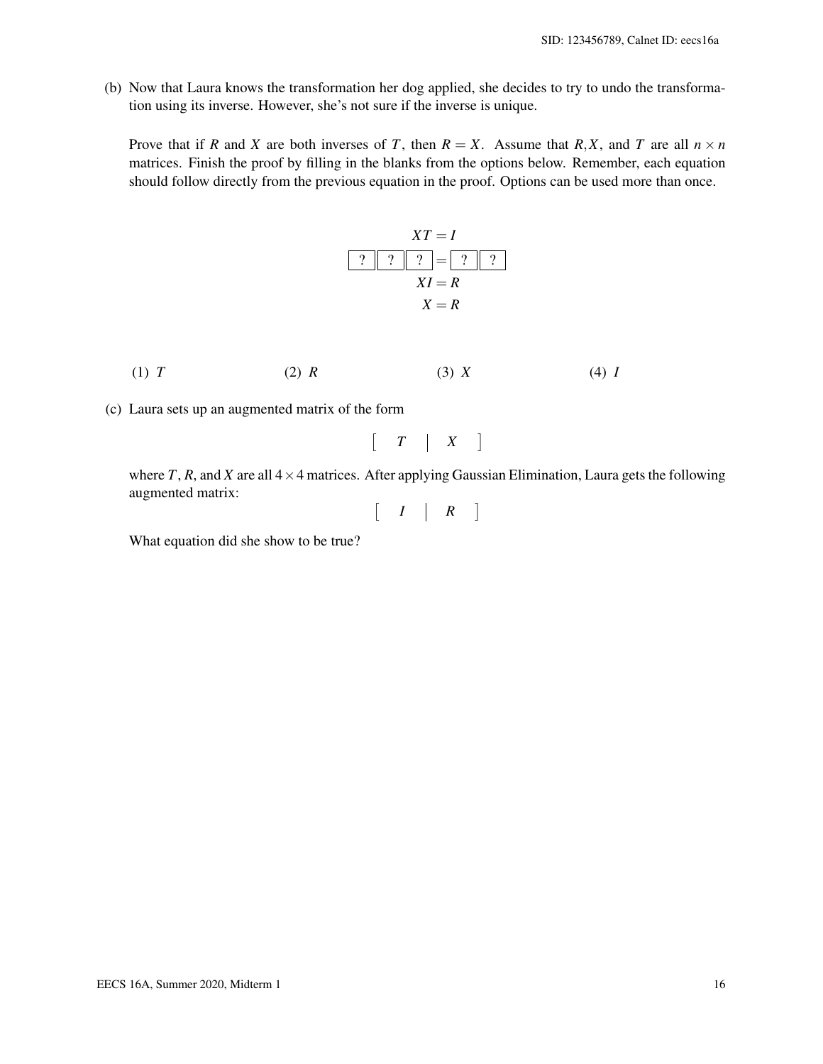(b) Now that Laura knows the transformation her dog applied, she decides to try to undo the transformation using its inverse. However, she's not sure if the inverse is unique.

Prove that if $R$ and $X$ are both inverses of $T$, then $R = X$. Assume that $R, X$, and $T$ are all $n \times n$ matrices. Finish the proof by filling in the blanks from the options below. Remember, each equation should follow directly from the previous equation in the proof. Options can be used more than once.

$$XT = I$$

$$\boxed{?}\,\boxed{?}\,\boxed{?} = \boxed{?}\,\boxed{?}$$

$$XI = R$$

$$X = R$$

(1) $T$ (2) $R$ (3) $X$ (4) $I$

(c) Laura sets up an augmented matrix of the form

$$\left[\begin{array}{c|c} T & X \end{array}\right]$$

where $T$, $R$, and $X$ are all $4 \times 4$ matrices. After applying Gaussian Elimination, Laura gets the following augmented matrix:

$$\left[\begin{array}{c|c} I & R \end{array}\right]$$

What equation did she show to be true?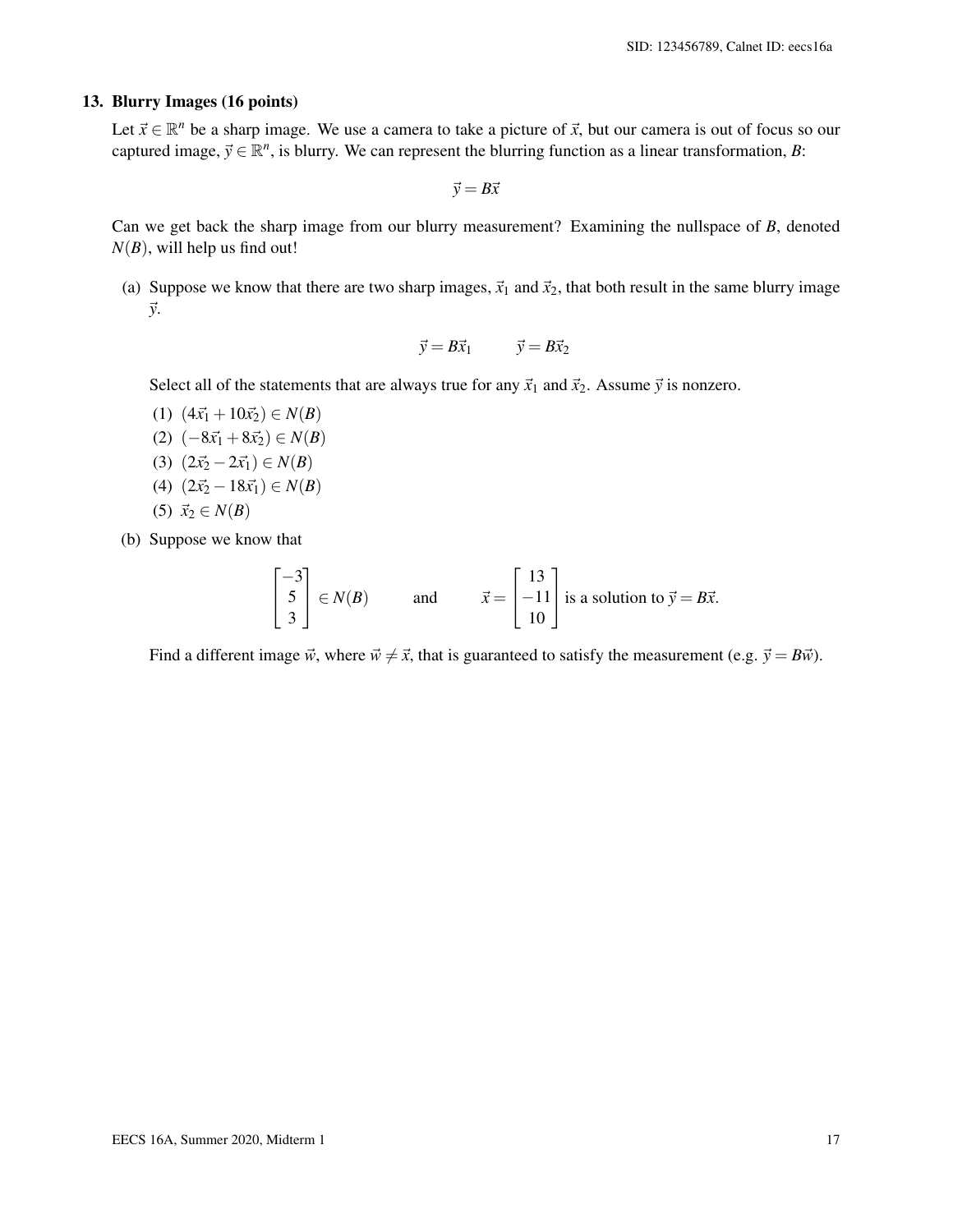### 13. Blurry Images (16 points)

Let $\vec{x} \in \mathbb{R}^n$ be a sharp image. We use a camera to take a picture of $\vec{x}$, but our camera is out of focus so our captured image, $\vec{y} \in \mathbb{R}^n$, is blurry. We can represent the blurring function as a linear transformation, $B$:

$$\vec{y} = B\vec{x}$$

Can we get back the sharp image from our blurry measurement? Examining the nullspace of $B$, denoted $N(B)$, will help us find out!

(a) Suppose we know that there are two sharp images, $\vec{x}_1$ and $\vec{x}_2$, that both result in the same blurry image $\vec{y}$.

$$\vec{y} = B\vec{x}_1 \qquad \vec{y} = B\vec{x}_2$$

Select all of the statements that are always true for any $\vec{x}_1$ and $\vec{x}_2$. Assume $\vec{y}$ is nonzero.

(1) $(4\vec{x}_1 + 10\vec{x}_2) \in N(B)$

(2) $(-8\vec{x}_1 + 8\vec{x}_2) \in N(B)$

(3) $(2\vec{x}_2 - 2\vec{x}_1) \in N(B)$

(4) $(2\vec{x}_2 - 18\vec{x}_1) \in N(B)$

(5) $\vec{x}_2 \in N(B)$

(b) Suppose we know that

$$\begin{bmatrix} -3 \\ 5 \\ 3 \end{bmatrix} \in N(B) \qquad \text{and} \qquad \vec{x} = \begin{bmatrix} 13 \\ -11 \\ 10 \end{bmatrix} \text{ is a solution to } \vec{y} = B\vec{x}.$$

Find a different image $\vec{w}$, where $\vec{w} \neq \vec{x}$, that is guaranteed to satisfy the measurement (e.g. $\vec{y} = B\vec{w}$).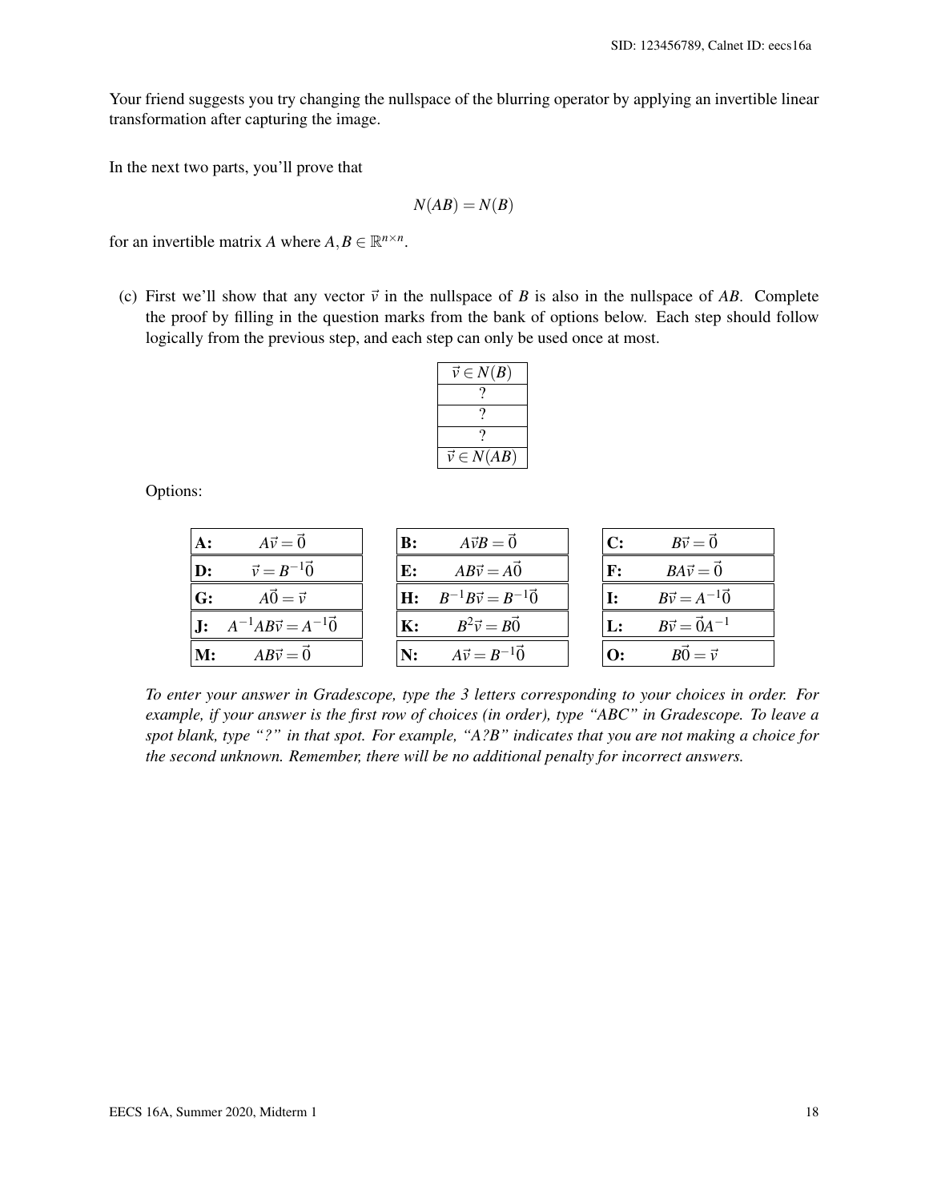Your friend suggests you try changing the nullspace of the blurring operator by applying an invertible linear transformation after capturing the image.

In the next two parts, you'll prove that

$$N(AB) = N(B)$$

for an invertible matrix $A$ where $A, B \in \mathbb{R}^{n \times n}$.

(c) First we'll show that any vector $\vec{v}$ in the nullspace of $B$ is also in the nullspace of $AB$. Complete the proof by filling in the question marks from the bank of options below. Each step should follow logically from the previous step, and each step can only be used once at most.

| $\vec{v} \in N(B)$ |
|---|
| ? |
| ? |
| ? |
| $\vec{v} \in N(AB)$ |

Options:

| | | | | | |
|---|---|---|---|---|---|
| **A:** | $A\vec{v} = \vec{0}$ | **B:** | $A\vec{v}B = \vec{0}$ | **C:** | $B\vec{v} = \vec{0}$ |
| **D:** | $\vec{v} = B^{-1}\vec{0}$ | **E:** | $AB\vec{v} = A\vec{0}$ | **F:** | $BA\vec{v} = \vec{0}$ |
| **G:** | $A\vec{0} = \vec{v}$ | **H:** | $B^{-1}B\vec{v} = B^{-1}\vec{0}$ | **I:** | $B\vec{v} = A^{-1}\vec{0}$ |
| **J:** | $A^{-1}AB\vec{v} = A^{-1}\vec{0}$ | **K:** | $B^2\vec{v} = B\vec{0}$ | **L:** | $B\vec{v} = \vec{0}A^{-1}$ |
| **M:** | $AB\vec{v} = \vec{0}$ | **N:** | $A\vec{v} = B^{-1}\vec{0}$ | **O:** | $B\vec{0} = \vec{v}$ |

*To enter your answer in Gradescope, type the 3 letters corresponding to your choices in order. For example, if your answer is the first row of choices (in order), type "ABC" in Gradescope. To leave a spot blank, type "?" in that spot. For example, "A?B" indicates that you are not making a choice for the second unknown. Remember, there will be no additional penalty for incorrect answers.*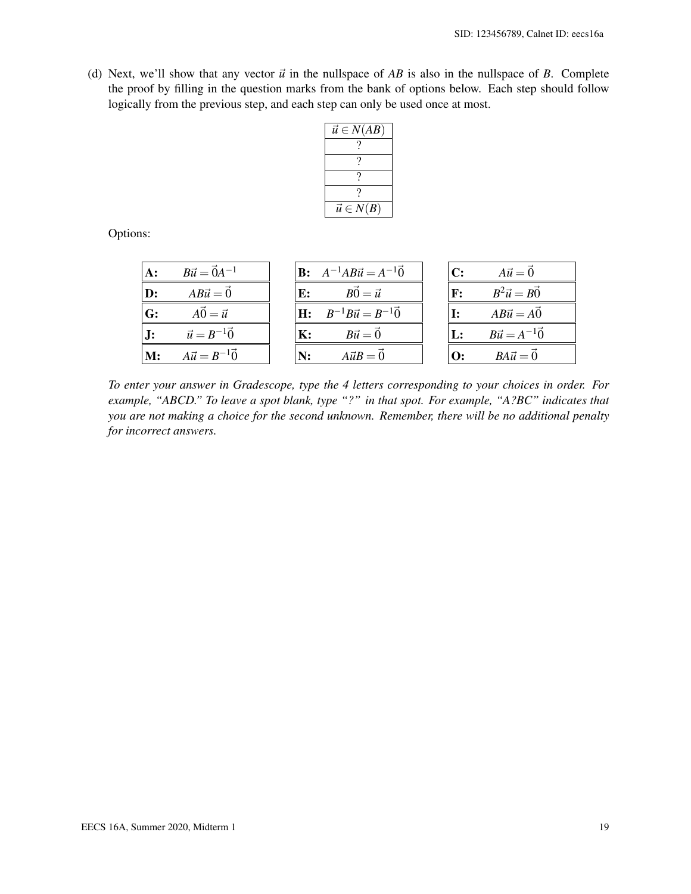(d) Next, we'll show that any vector $\vec{u}$ in the nullspace of $AB$ is also in the nullspace of $B$. Complete the proof by filling in the question marks from the bank of options below. Each step should follow logically from the previous step, and each step can only be used once at most.

| $\vec{u} \in N(AB)$ |
|---|
| ? |
| ? |
| ? |
| ? |
| $\vec{u} \in N(B)$ |

Options:

| | | |
|---|---|---|
| **A:** $B\vec{u} = \vec{0}A^{-1}$ | **B:** $A^{-1}AB\vec{u} = A^{-1}\vec{0}$ | **C:** $A\vec{u} = \vec{0}$ |
| **D:** $AB\vec{u} = \vec{0}$ | **E:** $B\vec{0} = \vec{u}$ | **F:** $B^2\vec{u} = B\vec{0}$ |
| **G:** $A\vec{0} = \vec{u}$ | **H:** $B^{-1}B\vec{u} = B^{-1}\vec{0}$ | **I:** $AB\vec{u} = A\vec{0}$ |
| **J:** $\vec{u} = B^{-1}\vec{0}$ | **K:** $B\vec{u} = \vec{0}$ | **L:** $B\vec{u} = A^{-1}\vec{0}$ |
| **M:** $A\vec{u} = B^{-1}\vec{0}$ | **N:** $A\vec{u}B = \vec{0}$ | **O:** $BA\vec{u} = \vec{0}$ |

*To enter your answer in Gradescope, type the 4 letters corresponding to your choices in order. For example, "ABCD." To leave a spot blank, type "?" in that spot. For example, "A?BC" indicates that you are not making a choice for the second unknown. Remember, there will be no additional penalty for incorrect answers.*